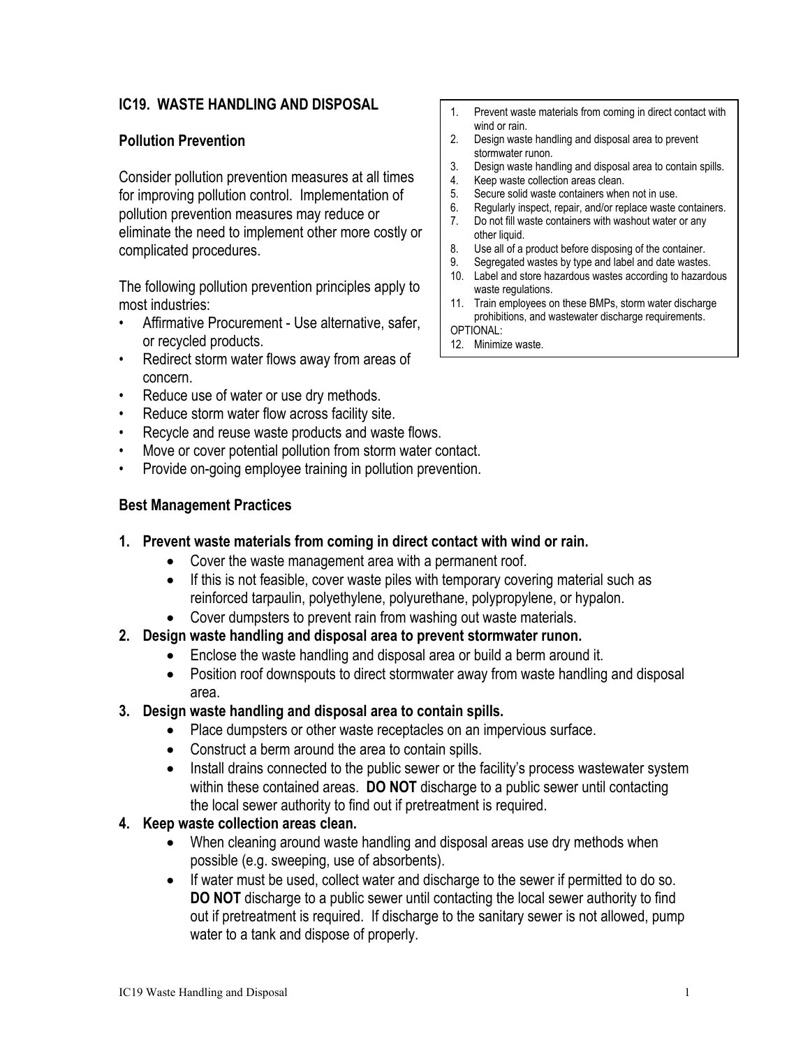## IC19. WASTE HANDLING AND DISPOSAL

1. Prevent waste materials from coming in direct contact with wind or rain.
2. Design waste handling and disposal area to prevent stormwater runon.
3. Design waste handling and disposal area to contain spills.
4. Keep waste collection areas clean.
5. Secure solid waste containers when not in use.
6. Regularly inspect, repair, and/or replace waste containers.
7. Do not fill waste containers with washout water or any other liquid.
8. Use all of a product before disposing of the container.
9. Segregated wastes by type and label and date wastes.
10. Label and store hazardous wastes according to hazardous waste regulations.
11. Train employees on these BMPs, storm water discharge prohibitions, and wastewater discharge requirements.

OPTIONAL:

12. Minimize waste.

### Pollution Prevention

Consider pollution prevention measures at all times for improving pollution control. Implementation of pollution prevention measures may reduce or eliminate the need to implement other more costly or complicated procedures.

The following pollution prevention principles apply to most industries:

- Affirmative Procurement - Use alternative, safer, or recycled products.
- Redirect storm water flows away from areas of concern.
- Reduce use of water or use dry methods.
- Reduce storm water flow across facility site.
- Recycle and reuse waste products and waste flows.
- Move or cover potential pollution from storm water contact.
- Provide on-going employee training in pollution prevention.

### Best Management Practices

**1. Prevent waste materials from coming in direct contact with wind or rain.**
- Cover the waste management area with a permanent roof.
- If this is not feasible, cover waste piles with temporary covering material such as reinforced tarpaulin, polyethylene, polyurethane, polypropylene, or hypalon.
- Cover dumpsters to prevent rain from washing out waste materials.

**2. Design waste handling and disposal area to prevent stormwater runon.**
- Enclose the waste handling and disposal area or build a berm around it.
- Position roof downspouts to direct stormwater away from waste handling and disposal area.

**3. Design waste handling and disposal area to contain spills.**
- Place dumpsters or other waste receptacles on an impervious surface.
- Construct a berm around the area to contain spills.
- Install drains connected to the public sewer or the facility's process wastewater system within these contained areas. **DO NOT** discharge to a public sewer until contacting the local sewer authority to find out if pretreatment is required.

**4. Keep waste collection areas clean.**
- When cleaning around waste handling and disposal areas use dry methods when possible (e.g. sweeping, use of absorbents).
- If water must be used, collect water and discharge to the sewer if permitted to do so. **DO NOT** discharge to a public sewer until contacting the local sewer authority to find out if pretreatment is required. If discharge to the sanitary sewer is not allowed, pump water to a tank and dispose of properly.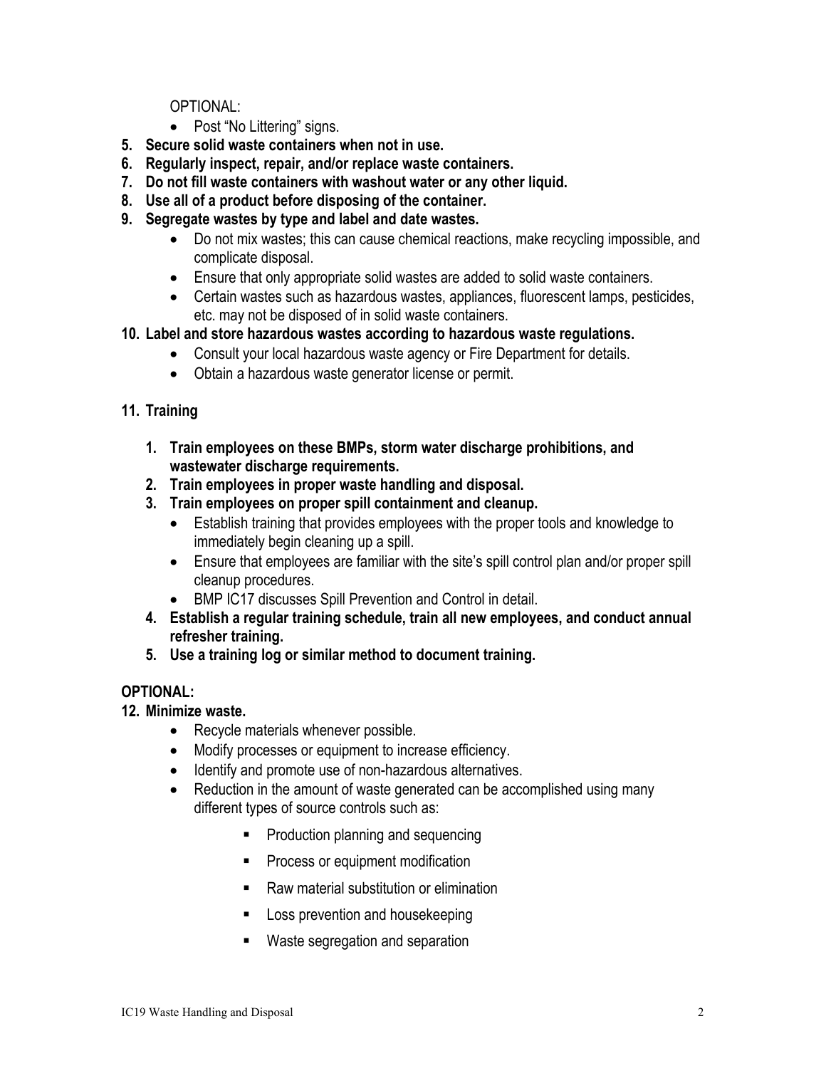OPTIONAL:

- Post "No Littering" signs.

**5. Secure solid waste containers when not in use.**

**6. Regularly inspect, repair, and/or replace waste containers.**

**7. Do not fill waste containers with washout water or any other liquid.**

**8. Use all of a product before disposing of the container.**

**9. Segregate wastes by type and label and date wastes.**

- Do not mix wastes; this can cause chemical reactions, make recycling impossible, and complicate disposal.
- Ensure that only appropriate solid wastes are added to solid waste containers.
- Certain wastes such as hazardous wastes, appliances, fluorescent lamps, pesticides, etc. may not be disposed of in solid waste containers.

**10. Label and store hazardous wastes according to hazardous waste regulations.**

- Consult your local hazardous waste agency or Fire Department for details.
- Obtain a hazardous waste generator license or permit.

**11. Training**

1. **Train employees on these BMPs, storm water discharge prohibitions, and wastewater discharge requirements.**
2. **Train employees in proper waste handling and disposal.**
3. **Train employees on proper spill containment and cleanup.**
   - Establish training that provides employees with the proper tools and knowledge to immediately begin cleaning up a spill.
   - Ensure that employees are familiar with the site's spill control plan and/or proper spill cleanup procedures.
   - BMP IC17 discusses Spill Prevention and Control in detail.
4. **Establish a regular training schedule, train all new employees, and conduct annual refresher training.**
5. **Use a training log or similar method to document training.**

**OPTIONAL:**

**12. Minimize waste.**

- Recycle materials whenever possible.
- Modify processes or equipment to increase efficiency.
- Identify and promote use of non-hazardous alternatives.
- Reduction in the amount of waste generated can be accomplished using many different types of source controls such as:
  - Production planning and sequencing
  - Process or equipment modification
  - Raw material substitution or elimination
  - Loss prevention and housekeeping
  - Waste segregation and separation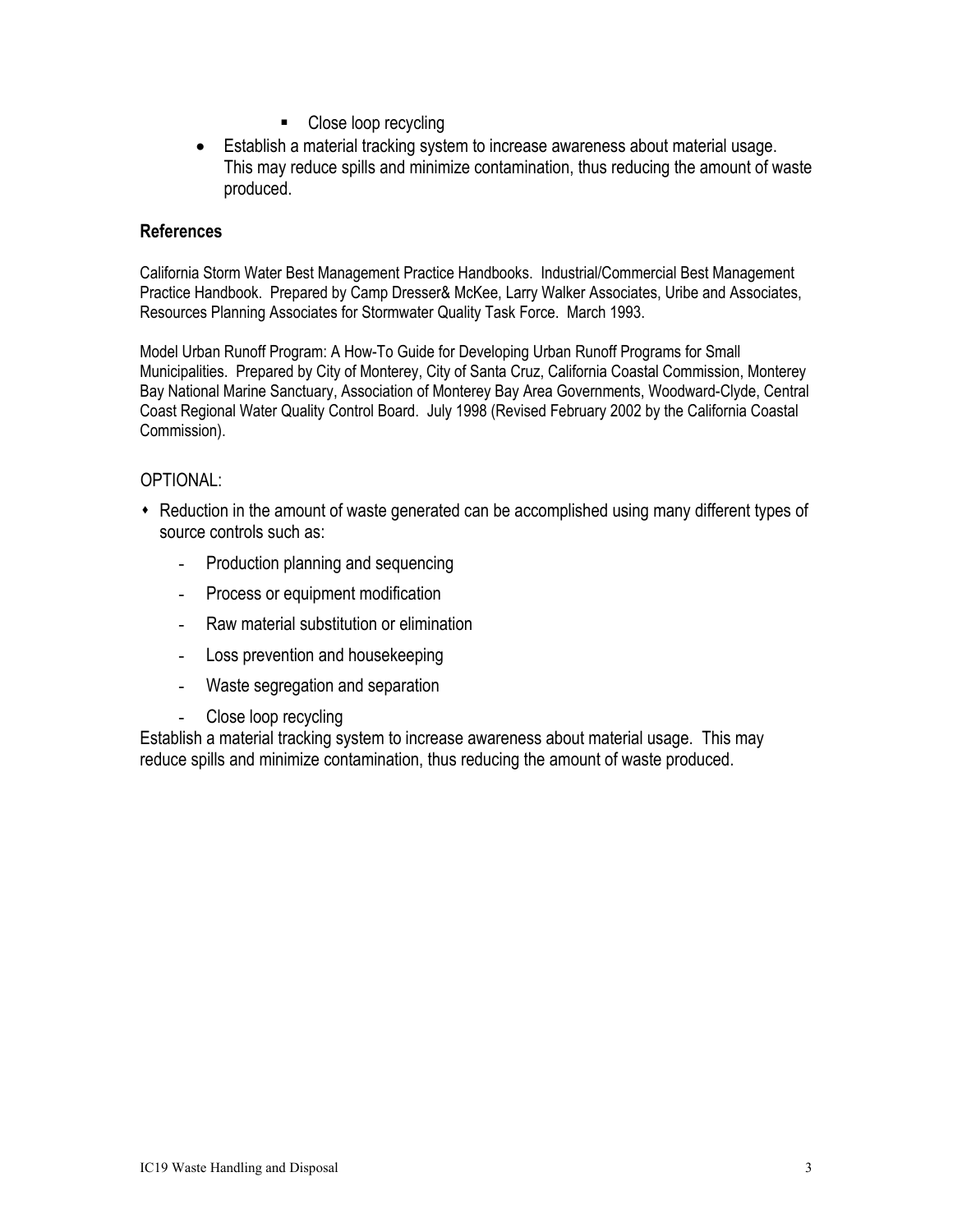- Close loop recycling
- Establish a material tracking system to increase awareness about material usage. This may reduce spills and minimize contamination, thus reducing the amount of waste produced.

### References

California Storm Water Best Management Practice Handbooks. Industrial/Commercial Best Management Practice Handbook. Prepared by Camp Dresser& McKee, Larry Walker Associates, Uribe and Associates, Resources Planning Associates for Stormwater Quality Task Force. March 1993.

Model Urban Runoff Program: A How-To Guide for Developing Urban Runoff Programs for Small Municipalities. Prepared by City of Monterey, City of Santa Cruz, California Coastal Commission, Monterey Bay National Marine Sanctuary, Association of Monterey Bay Area Governments, Woodward-Clyde, Central Coast Regional Water Quality Control Board. July 1998 (Revised February 2002 by the California Coastal Commission).

OPTIONAL:

- Reduction in the amount of waste generated can be accomplished using many different types of source controls such as:
    - Production planning and sequencing
    - Process or equipment modification
    - Raw material substitution or elimination
    - Loss prevention and housekeeping
    - Waste segregation and separation
    - Close loop recycling

Establish a material tracking system to increase awareness about material usage. This may reduce spills and minimize contamination, thus reducing the amount of waste produced.